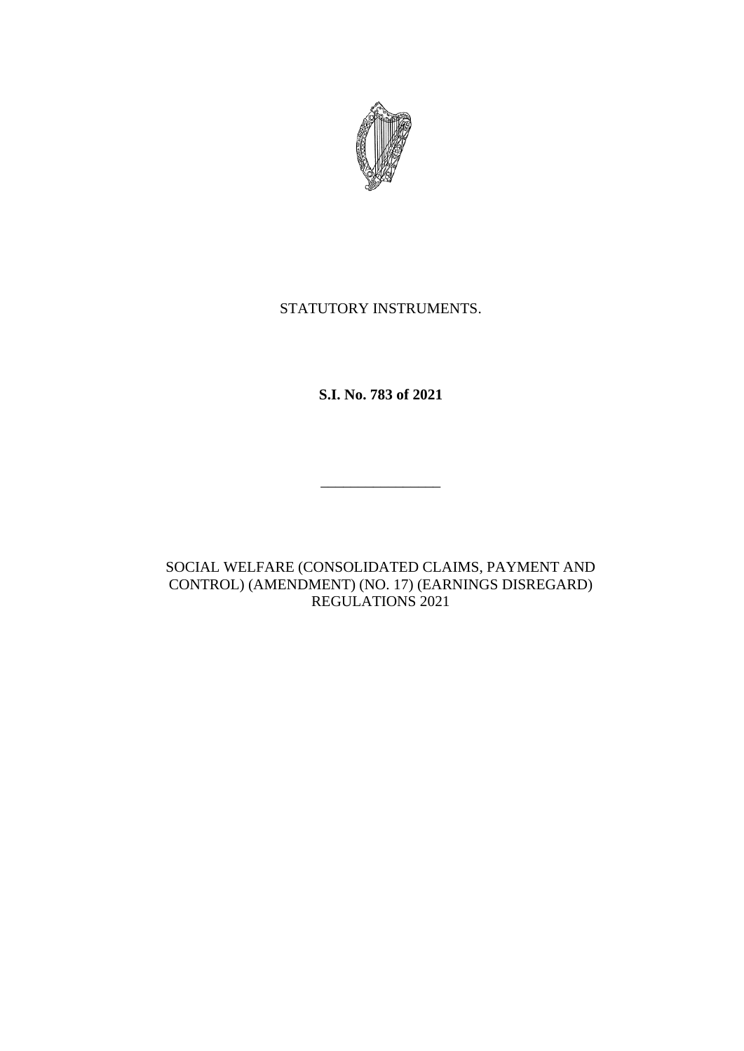STATUTORY INSTRUMENTS.

**S.I. No. 783 of 2021**

---

SOCIAL WELFARE (CONSOLIDATED CLAIMS, PAYMENT AND CONTROL) (AMENDMENT) (NO. 17) (EARNINGS DISREGARD) REGULATIONS 2021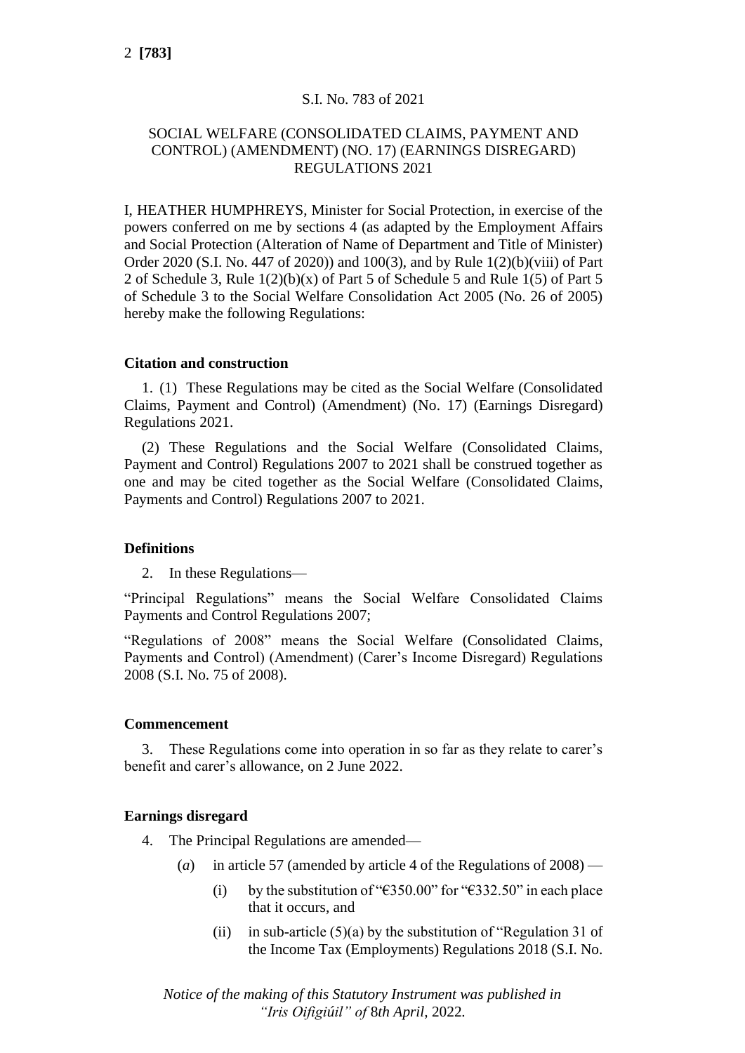S.I. No. 783 of 2021

SOCIAL WELFARE (CONSOLIDATED CLAIMS, PAYMENT AND CONTROL) (AMENDMENT) (NO. 17) (EARNINGS DISREGARD) REGULATIONS 2021

I, HEATHER HUMPHREYS, Minister for Social Protection, in exercise of the powers conferred on me by sections 4 (as adapted by the Employment Affairs and Social Protection (Alteration of Name of Department and Title of Minister) Order 2020 (S.I. No. 447 of 2020)) and 100(3), and by Rule 1(2)(b)(viii) of Part 2 of Schedule 3, Rule 1(2)(b)(x) of Part 5 of Schedule 5 and Rule 1(5) of Part 5 of Schedule 3 to the Social Welfare Consolidation Act 2005 (No. 26 of 2005) hereby make the following Regulations:

**Citation and construction**

1. (1) These Regulations may be cited as the Social Welfare (Consolidated Claims, Payment and Control) (Amendment) (No. 17) (Earnings Disregard) Regulations 2021.

(2) These Regulations and the Social Welfare (Consolidated Claims, Payment and Control) Regulations 2007 to 2021 shall be construed together as one and may be cited together as the Social Welfare (Consolidated Claims, Payments and Control) Regulations 2007 to 2021.

**Definitions**

2. In these Regulations—

"Principal Regulations" means the Social Welfare Consolidated Claims Payments and Control Regulations 2007;

"Regulations of 2008" means the Social Welfare (Consolidated Claims, Payments and Control) (Amendment) (Carer's Income Disregard) Regulations 2008 (S.I. No. 75 of 2008).

**Commencement**

3. These Regulations come into operation in so far as they relate to carer's benefit and carer's allowance, on 2 June 2022.

**Earnings disregard**

4. The Principal Regulations are amended—

(*a*) in article 57 (amended by article 4 of the Regulations of 2008) —

(i) by the substitution of "€350.00" for "€332.50" in each place that it occurs, and

(ii) in sub-article (5)(a) by the substitution of "Regulation 31 of the Income Tax (Employments) Regulations 2018 (S.I. No.

*Notice of the making of this Statutory Instrument was published in "Iris Oifigiúil" of 8th April, 2022.*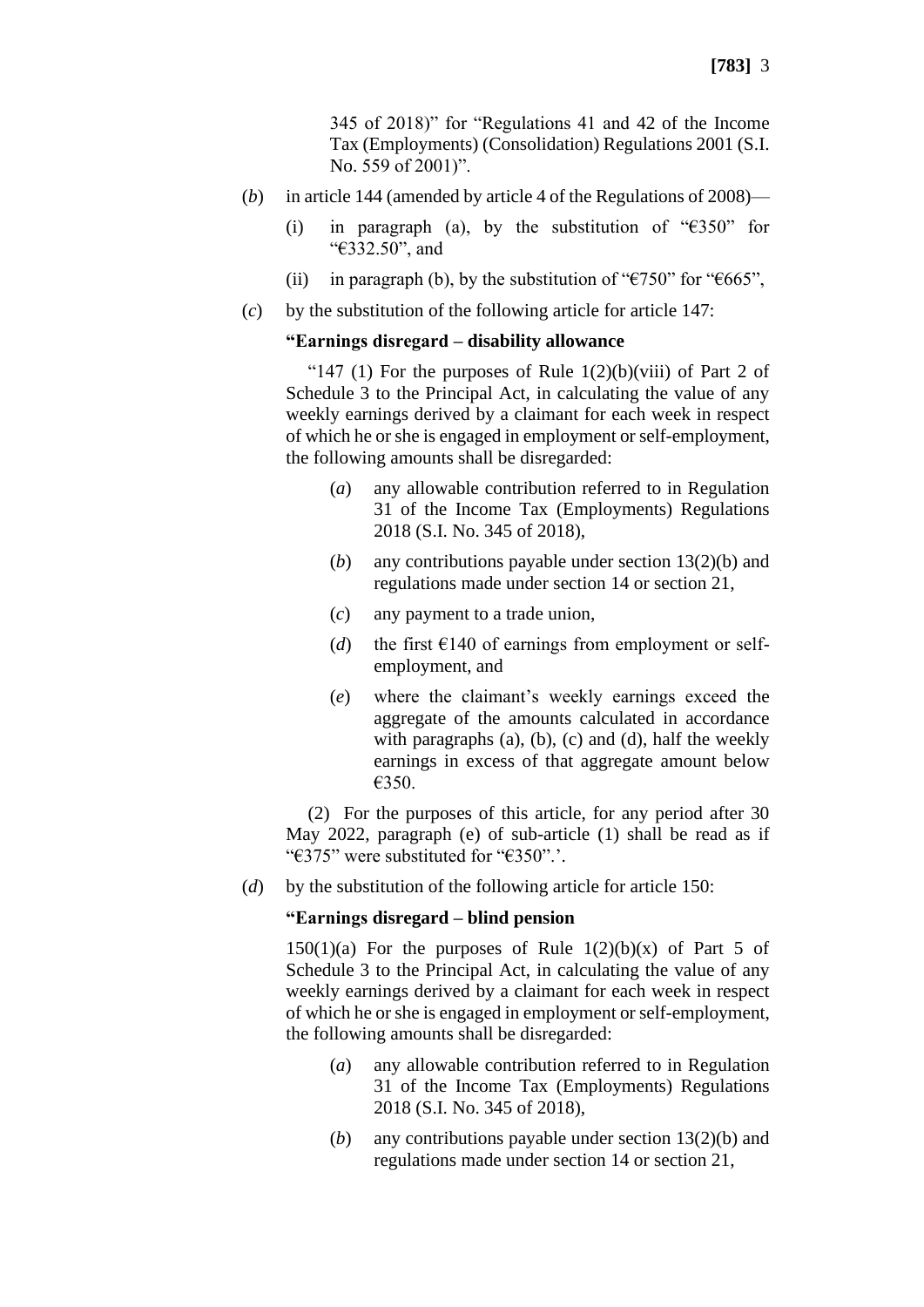345 of 2018)" for "Regulations 41 and 42 of the Income Tax (Employments) (Consolidation) Regulations 2001 (S.I. No. 559 of 2001)".

(*b*) in article 144 (amended by article 4 of the Regulations of 2008)—

(i) in paragraph (a), by the substitution of "€350" for "€332.50", and

(ii) in paragraph (b), by the substitution of "€750" for "€665",

(*c*) by the substitution of the following article for article 147:

**"Earnings disregard – disability allowance**

"147 (1) For the purposes of Rule 1(2)(b)(viii) of Part 2 of Schedule 3 to the Principal Act, in calculating the value of any weekly earnings derived by a claimant for each week in respect of which he or she is engaged in employment or self-employment, the following amounts shall be disregarded:

(*a*) any allowable contribution referred to in Regulation 31 of the Income Tax (Employments) Regulations 2018 (S.I. No. 345 of 2018),

(*b*) any contributions payable under section 13(2)(b) and regulations made under section 14 or section 21,

(*c*) any payment to a trade union,

(*d*) the first €140 of earnings from employment or self-employment, and

(*e*) where the claimant's weekly earnings exceed the aggregate of the amounts calculated in accordance with paragraphs (a), (b), (c) and (d), half the weekly earnings in excess of that aggregate amount below €350.

(2) For the purposes of this article, for any period after 30 May 2022, paragraph (e) of sub-article (1) shall be read as if "€375" were substituted for "€350".'.

(*d*) by the substitution of the following article for article 150:

**"Earnings disregard – blind pension**

150(1)(a) For the purposes of Rule 1(2)(b)(x) of Part 5 of Schedule 3 to the Principal Act, in calculating the value of any weekly earnings derived by a claimant for each week in respect of which he or she is engaged in employment or self-employment, the following amounts shall be disregarded:

(*a*) any allowable contribution referred to in Regulation 31 of the Income Tax (Employments) Regulations 2018 (S.I. No. 345 of 2018),

(*b*) any contributions payable under section 13(2)(b) and regulations made under section 14 or section 21,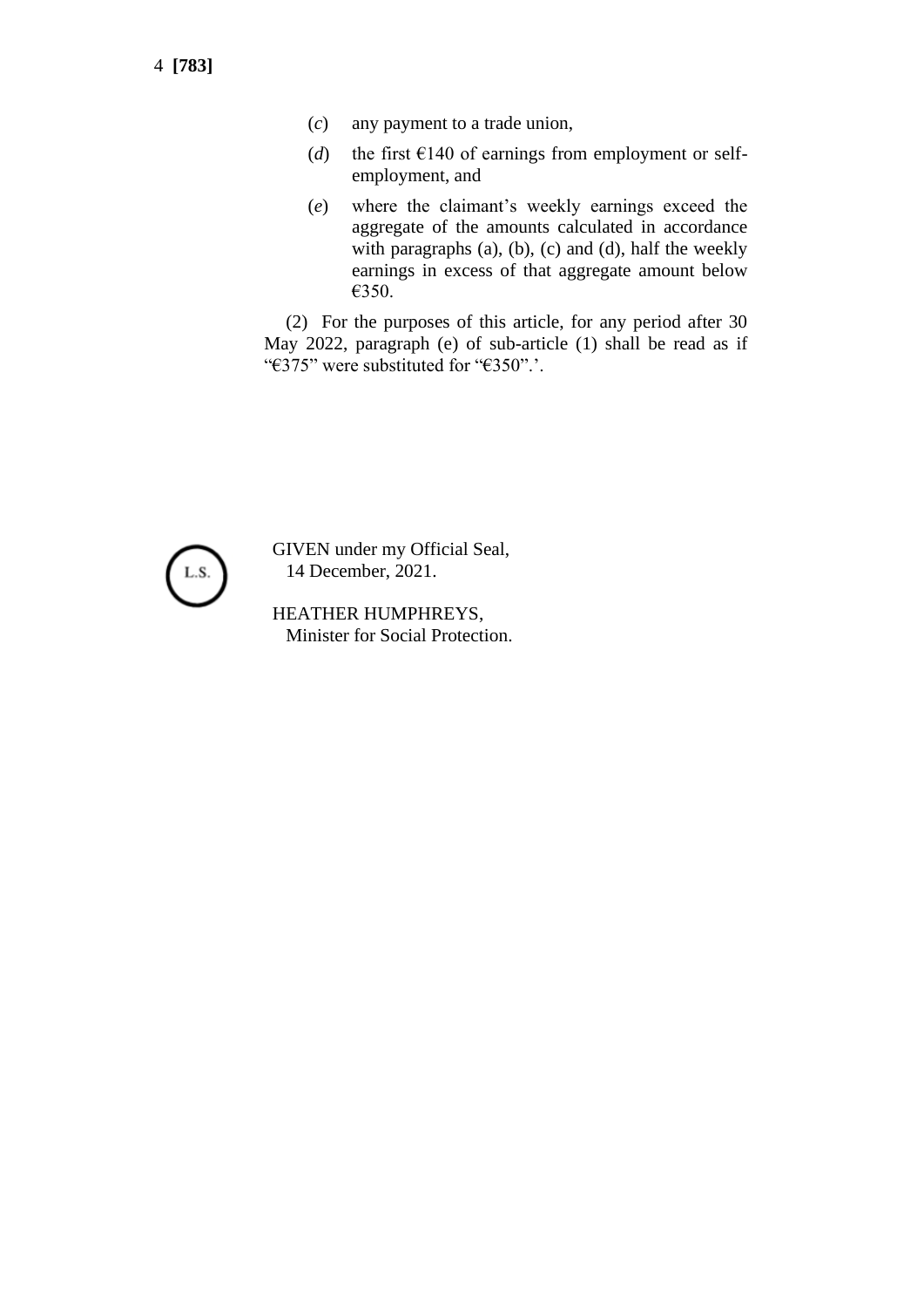(*c*) any payment to a trade union,

(*d*) the first €140 of earnings from employment or self-employment, and

(*e*) where the claimant's weekly earnings exceed the aggregate of the amounts calculated in accordance with paragraphs (a), (b), (c) and (d), half the weekly earnings in excess of that aggregate amount below €350.

(2) For the purposes of this article, for any period after 30 May 2022, paragraph (e) of sub-article (1) shall be read as if "€375" were substituted for "€350".'.

L.S.

GIVEN under my Official Seal,
14 December, 2021.

HEATHER HUMPHREYS,
Minister for Social Protection.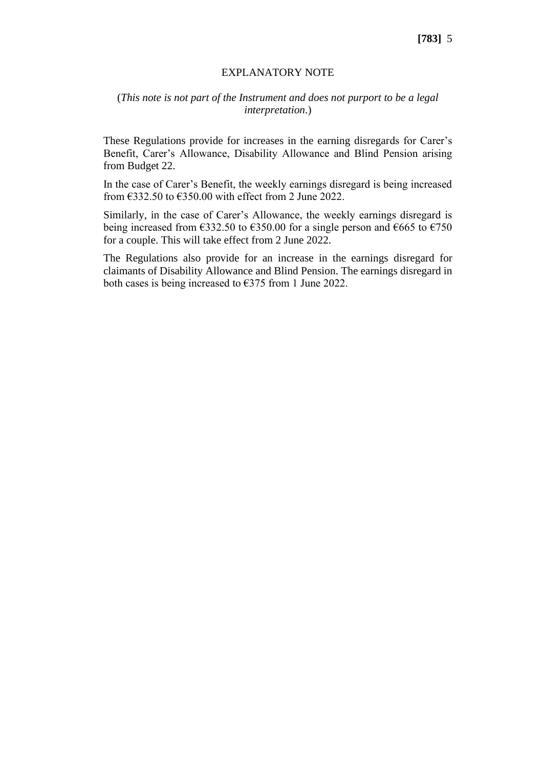# EXPLANATORY NOTE

(*This note is not part of the Instrument and does not purport to be a legal interpretation*.)

These Regulations provide for increases in the earning disregards for Carer's Benefit, Carer's Allowance, Disability Allowance and Blind Pension arising from Budget 22.

In the case of Carer's Benefit, the weekly earnings disregard is being increased from €332.50 to €350.00 with effect from 2 June 2022.

Similarly, in the case of Carer's Allowance, the weekly earnings disregard is being increased from €332.50 to €350.00 for a single person and €665 to €750 for a couple. This will take effect from 2 June 2022.

The Regulations also provide for an increase in the earnings disregard for claimants of Disability Allowance and Blind Pension. The earnings disregard in both cases is being increased to €375 from 1 June 2022.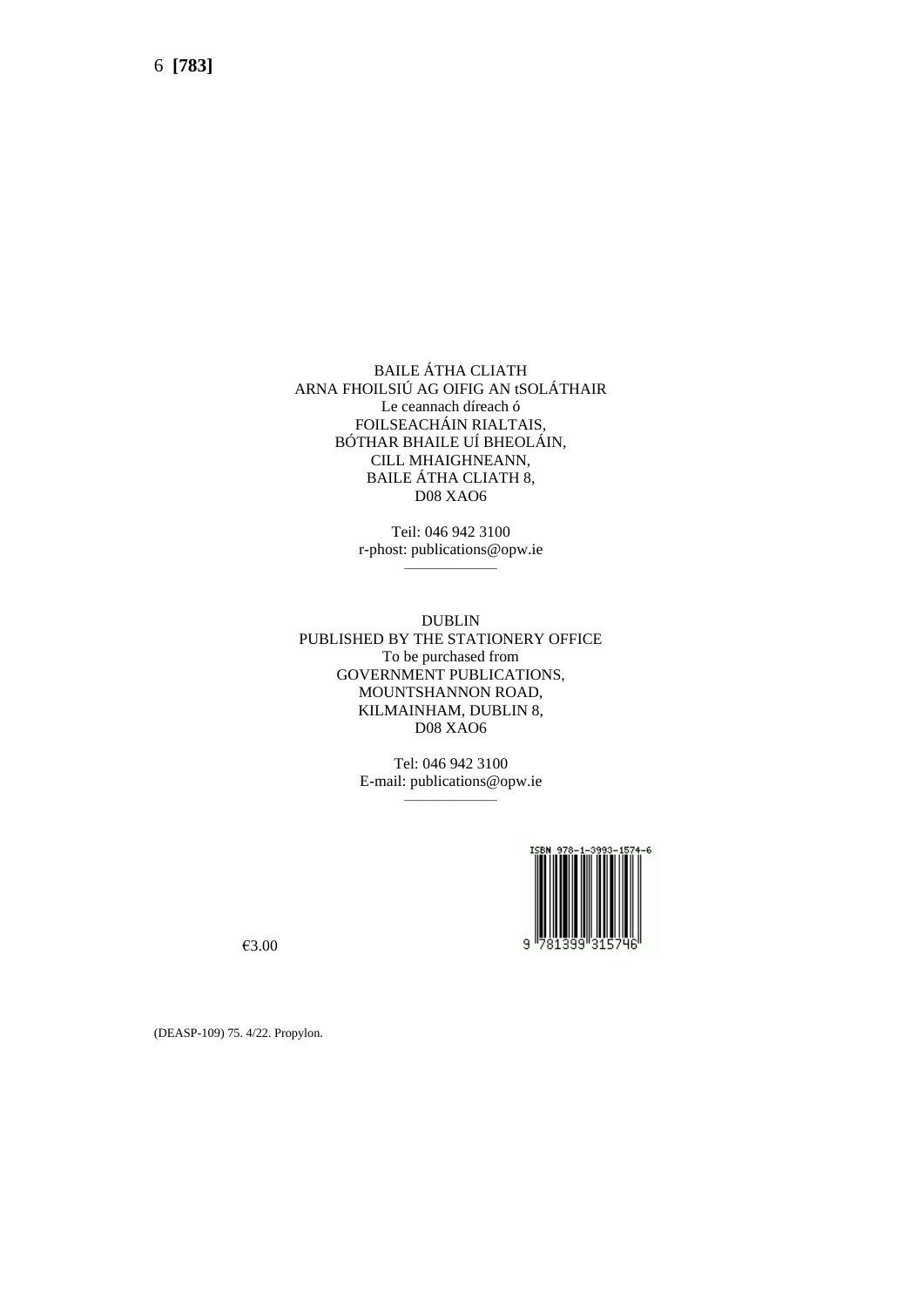BAILE ÁTHA CLIATH
ARNA FHOILSIÚ AG OIFIG AN tSOLÁTHAIR
Le ceannach díreach ó
FOILSEACHÁIN RIALTAIS,
BÓTHAR BHAILE UÍ BHEOLÁIN,
CILL MHAIGHNEANN,
BAILE ÁTHA CLIATH 8,
D08 XAO6

Teil: 046 942 3100
r-phost: publications@opw.ie

---

DUBLIN
PUBLISHED BY THE STATIONERY OFFICE
To be purchased from
GOVERNMENT PUBLICATIONS,
MOUNTSHANNON ROAD,
KILMAINHAM, DUBLIN 8,
D08 XAO6

Tel: 046 942 3100
E-mail: publications@opw.ie

---

ISBN 978-1-3993-1574-6

9 781399 315746

€3.00

(DEASP-109) 75. 4/22. Propylon.